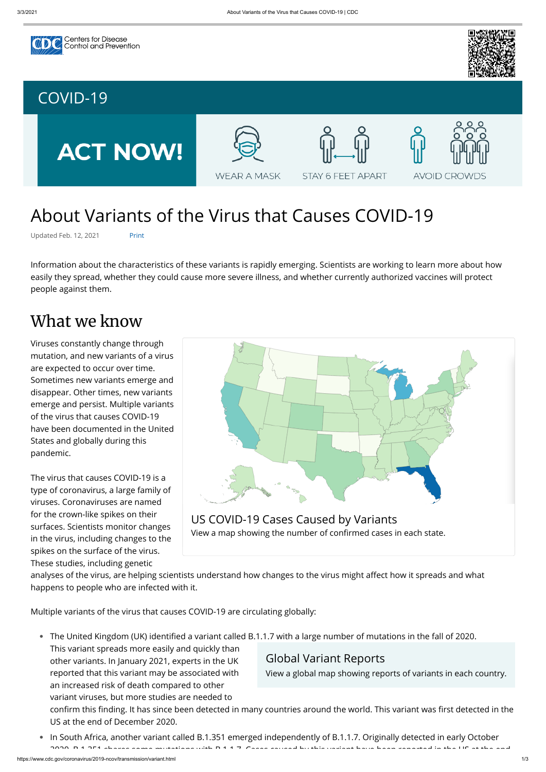# About Variants of the Virus that Causes COVID-19

Updated Feb. 12, 2021 Print

Information about the characteristics of these variants is rapidly emerging. Scientists are working to learn more about how easily they spread, whether they could cause more severe illness, and whether currently authorized vaccines will protect people against them.

## What we know

Viruses constantly change through mutation, and new variants of a virus are expected to occur over time. Sometimes new variants emerge and disappear. Other times, new variants emerge and persist. Multiple variants of the virus that causes COVID-19 have been documented in the United States and globally during this pandemic.

**US COVID-19 Cases Caused by Variants**
View a map showing the number of confirmed cases in each state.

The virus that causes COVID-19 is a type of coronavirus, a large family of viruses. Coronaviruses are named for the crown-like spikes on their surfaces. Scientists monitor changes in the virus, including changes to the spikes on the surface of the virus. These studies, including genetic analyses of the virus, are helping scientists understand how changes to the virus might affect how it spreads and what happens to people who are infected with it.

Multiple variants of the virus that causes COVID-19 are circulating globally:

**Global Variant Reports**
View a global map showing reports of variants in each country.

- The United Kingdom (UK) identified a variant called B.1.1.7 with a large number of mutations in the fall of 2020. This variant spreads more easily and quickly than other variants. In January 2021, experts in the UK reported that this variant may be associated with an increased risk of death compared to other variant viruses, but more studies are needed to confirm this finding. It has since been detected in many countries around the world. This variant was first detected in the US at the end of December 2020.
- In South Africa, another variant called B.1.351 emerged independently of B.1.1.7. Originally detected in early October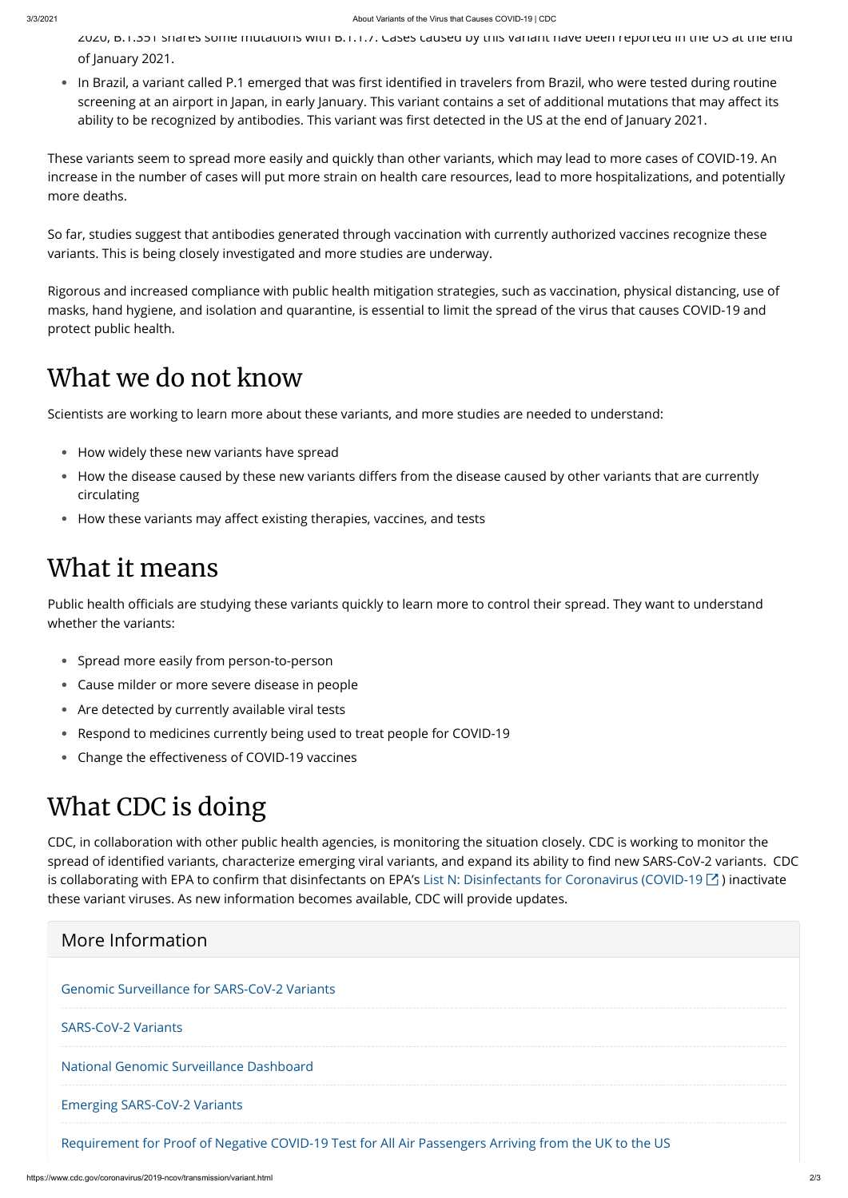2020, B.1.351 shares some mutations with B.1.1.7. Cases caused by this variant have been reported in the US at the end of January 2021.

- In Brazil, a variant called P.1 emerged that was first identified in travelers from Brazil, who were tested during routine screening at an airport in Japan, in early January. This variant contains a set of additional mutations that may affect its ability to be recognized by antibodies. This variant was first detected in the US at the end of January 2021.

These variants seem to spread more easily and quickly than other variants, which may lead to more cases of COVID-19. An increase in the number of cases will put more strain on health care resources, lead to more hospitalizations, and potentially more deaths.

So far, studies suggest that antibodies generated through vaccination with currently authorized vaccines recognize these variants. This is being closely investigated and more studies are underway.

Rigorous and increased compliance with public health mitigation strategies, such as vaccination, physical distancing, use of masks, hand hygiene, and isolation and quarantine, is essential to limit the spread of the virus that causes COVID-19 and protect public health.

## What we do not know

Scientists are working to learn more about these variants, and more studies are needed to understand:

- How widely these new variants have spread
- How the disease caused by these new variants differs from the disease caused by other variants that are currently circulating
- How these variants may affect existing therapies, vaccines, and tests

## What it means

Public health officials are studying these variants quickly to learn more to control their spread. They want to understand whether the variants:

- Spread more easily from person-to-person
- Cause milder or more severe disease in people
- Are detected by currently available viral tests
- Respond to medicines currently being used to treat people for COVID-19
- Change the effectiveness of COVID-19 vaccines

## What CDC is doing

CDC, in collaboration with other public health agencies, is monitoring the situation closely. CDC is working to monitor the spread of identified variants, characterize emerging viral variants, and expand its ability to find new SARS-CoV-2 variants. CDC is collaborating with EPA to confirm that disinfectants on EPA's List N: Disinfectants for Coronavirus (COVID-19) inactivate these variant viruses. As new information becomes available, CDC will provide updates.

### More Information

Genomic Surveillance for SARS-CoV-2 Variants

SARS-CoV-2 Variants

National Genomic Surveillance Dashboard

Emerging SARS-CoV-2 Variants

Requirement for Proof of Negative COVID-19 Test for All Air Passengers Arriving from the UK to the US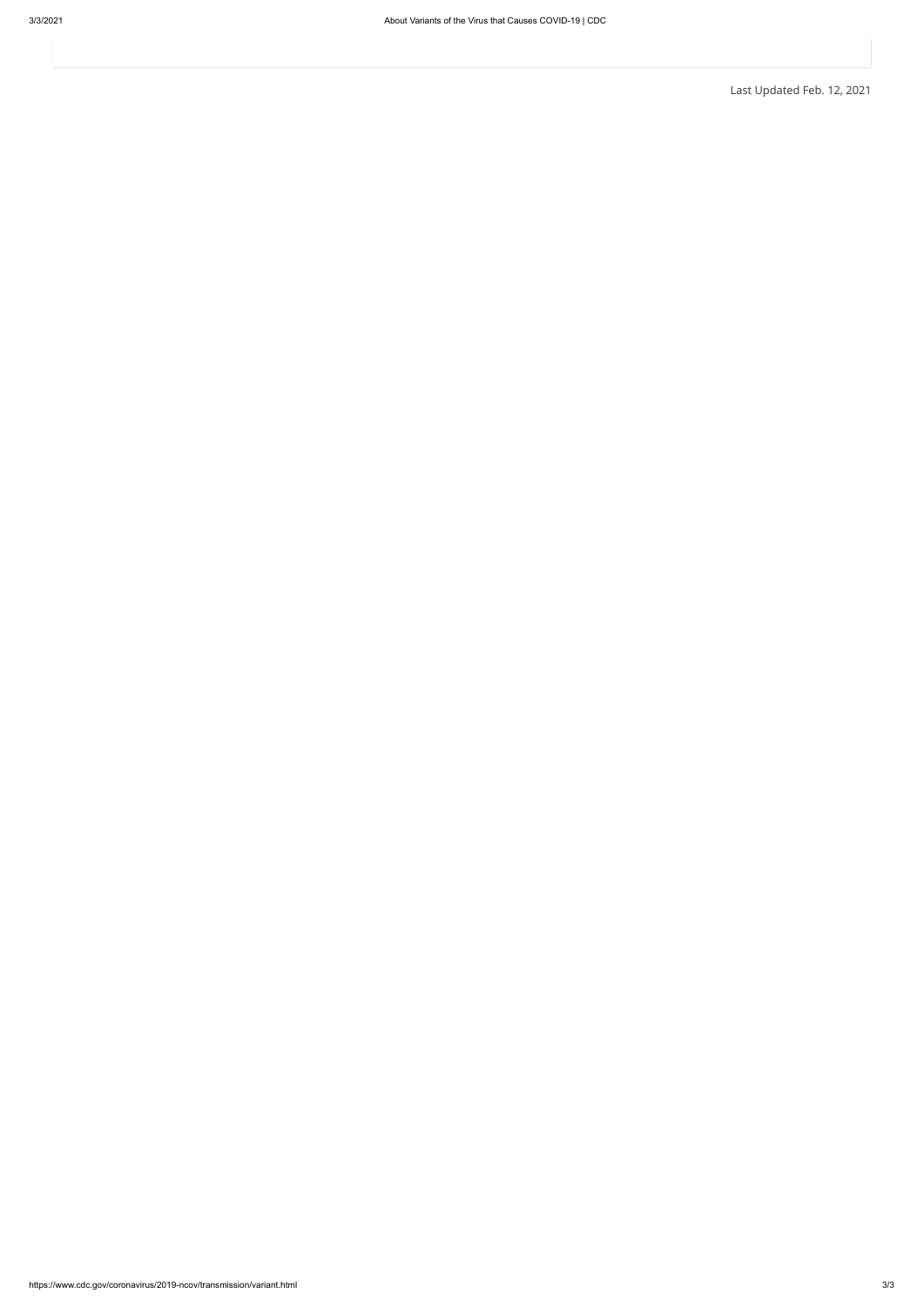Last Updated Feb. 12, 2021